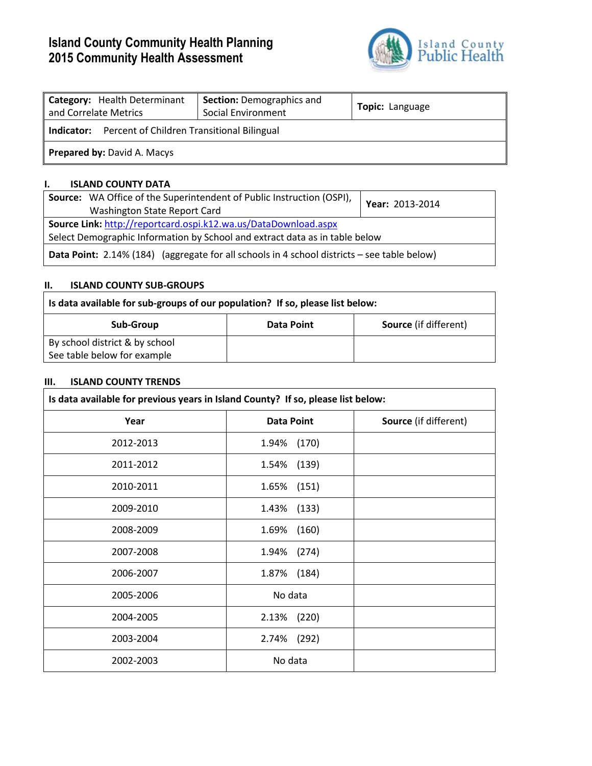# Island County Community Health Planning
# 2015 Community Health Assessment

| **Category:** Health Determinant and Correlate Metrics | **Section:** Demographics and Social Environment | **Topic:** Language |
|---|---|---|
| **Indicator:** Percent of Children Transitional Bilingual | | |
| **Prepared by:** David A. Macys | | |

## I. ISLAND COUNTY DATA

| **Source:** WA Office of the Superintendent of Public Instruction (OSPI), Washington State Report Card | **Year:** 2013-2014 |
|---|---|
| **Source Link:** http://reportcard.ospi.k12.wa.us/DataDownload.aspx<br>Select Demographic Information by School and extract data as in table below | |
| **Data Point:** 2.14% (184) (aggregate for all schools in 4 school districts – see table below) | |

## II. ISLAND COUNTY SUB-GROUPS

**Is data available for sub-groups of our population? If so, please list below:**

| Sub-Group | Data Point | Source (if different) |
|---|---|---|
| By school district & by school<br>See table below for example | | |

## III. ISLAND COUNTY TRENDS

**Is data available for previous years in Island County? If so, please list below:**

| Year | Data Point | Source (if different) |
|---|---|---|
| 2012-2013 | 1.94% (170) | |
| 2011-2012 | 1.54% (139) | |
| 2010-2011 | 1.65% (151) | |
| 2009-2010 | 1.43% (133) | |
| 2008-2009 | 1.69% (160) | |
| 2007-2008 | 1.94% (274) | |
| 2006-2007 | 1.87% (184) | |
| 2005-2006 | No data | |
| 2004-2005 | 2.13% (220) | |
| 2003-2004 | 2.74% (292) | |
| 2002-2003 | No data | |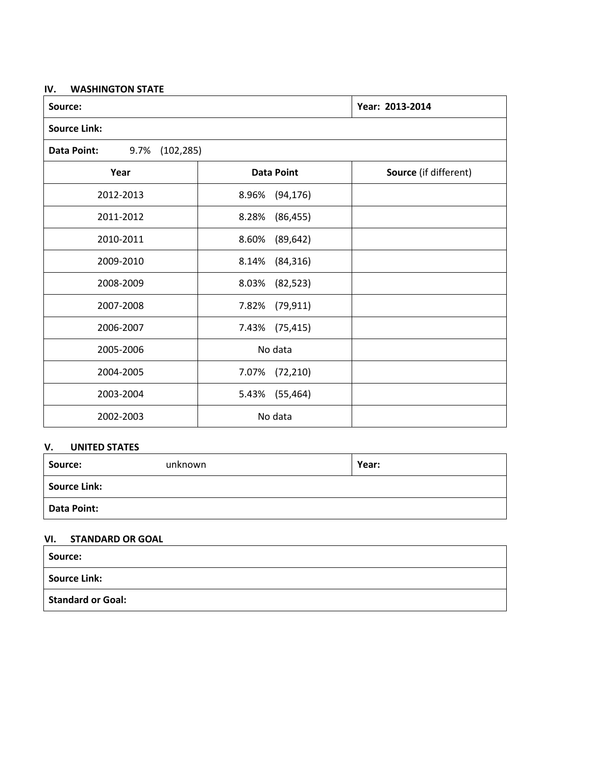## IV. WASHINGTON STATE

| Source: | | Year: 2013-2014 |
|---|---|---|
| Source Link: | | |
| Data Point: 9.7% (102,285) | | |
| **Year** | **Data Point** | **Source** (if different) |
| 2012-2013 | 8.96% (94,176) | |
| 2011-2012 | 8.28% (86,455) | |
| 2010-2011 | 8.60% (89,642) | |
| 2009-2010 | 8.14% (84,316) | |
| 2008-2009 | 8.03% (82,523) | |
| 2007-2008 | 7.82% (79,911) | |
| 2006-2007 | 7.43% (75,415) | |
| 2005-2006 | No data | |
| 2004-2005 | 7.07% (72,210) | |
| 2003-2004 | 5.43% (55,464) | |
| 2002-2003 | No data | |

## V. UNITED STATES

| Source: unknown | Year: |
|---|---|
| Source Link: | |
| Data Point: | |

## VI. STANDARD OR GOAL

| Source: |
|---|
| Source Link: |
| Standard or Goal: |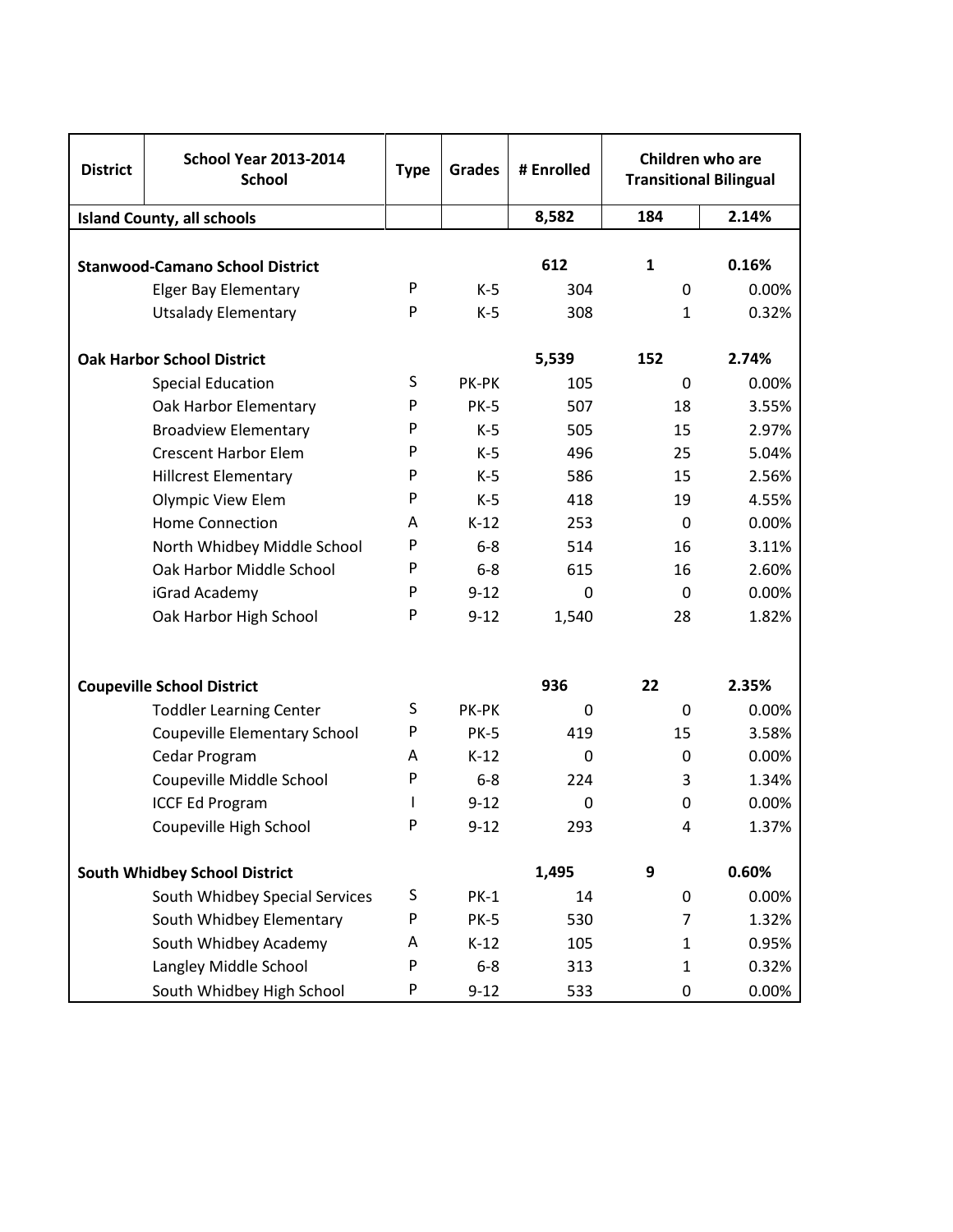| District | School Year 2013-2014 School | Type | Grades | # Enrolled | Children who are Transitional Bilingual | |
|---|---|---|---|---|---|---|
| **Island County, all schools** | | | | **8,582** | **184** | **2.14%** |
| **Stanwood-Camano School District** | | | | **612** | **1** | **0.16%** |
| | Elger Bay Elementary | P | K-5 | 304 | 0 | 0.00% |
| | Utsalady Elementary | P | K-5 | 308 | 1 | 0.32% |
| **Oak Harbor School District** | | | | **5,539** | **152** | **2.74%** |
| | Special Education | S | PK-PK | 105 | 0 | 0.00% |
| | Oak Harbor Elementary | P | PK-5 | 507 | 18 | 3.55% |
| | Broadview Elementary | P | K-5 | 505 | 15 | 2.97% |
| | Crescent Harbor Elem | P | K-5 | 496 | 25 | 5.04% |
| | Hillcrest Elementary | P | K-5 | 586 | 15 | 2.56% |
| | Olympic View Elem | P | K-5 | 418 | 19 | 4.55% |
| | Home Connection | A | K-12 | 253 | 0 | 0.00% |
| | North Whidbey Middle School | P | 6-8 | 514 | 16 | 3.11% |
| | Oak Harbor Middle School | P | 6-8 | 615 | 16 | 2.60% |
| | iGrad Academy | P | 9-12 | 0 | 0 | 0.00% |
| | Oak Harbor High School | P | 9-12 | 1,540 | 28 | 1.82% |
| **Coupeville School District** | | | | **936** | **22** | **2.35%** |
| | Toddler Learning Center | S | PK-PK | 0 | 0 | 0.00% |
| | Coupeville Elementary School | P | PK-5 | 419 | 15 | 3.58% |
| | Cedar Program | A | K-12 | 0 | 0 | 0.00% |
| | Coupeville Middle School | P | 6-8 | 224 | 3 | 1.34% |
| | ICCF Ed Program | I | 9-12 | 0 | 0 | 0.00% |
| | Coupeville High School | P | 9-12 | 293 | 4 | 1.37% |
| **South Whidbey School District** | | | | **1,495** | **9** | **0.60%** |
| | South Whidbey Special Services | S | PK-1 | 14 | 0 | 0.00% |
| | South Whidbey Elementary | P | PK-5 | 530 | 7 | 1.32% |
| | South Whidbey Academy | A | K-12 | 105 | 1 | 0.95% |
| | Langley Middle School | P | 6-8 | 313 | 1 | 0.32% |
| | South Whidbey High School | P | 9-12 | 533 | 0 | 0.00% |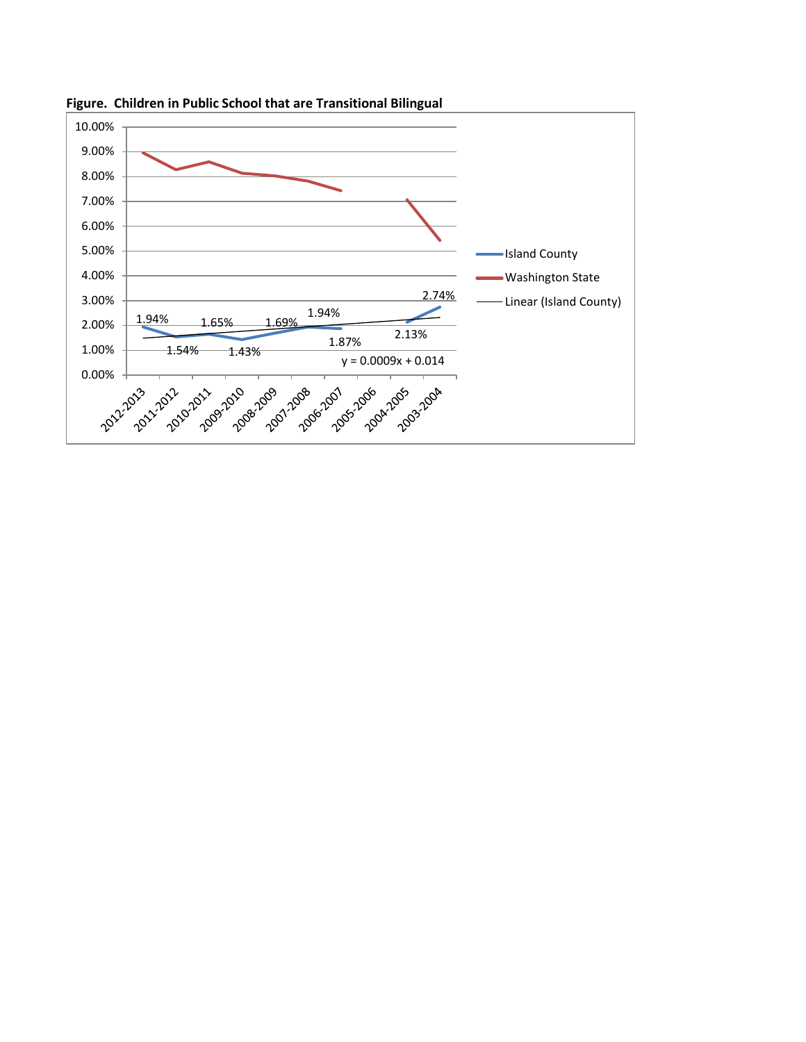**Figure. Children in Public School that are Transitional Bilingual**

10.00%
9.00%
8.00%
7.00%
6.00%
5.00%
4.00%
3.00%
2.00%
1.00%
0.00%

1.94%
1.54%
1.65%
1.43%
1.69%
1.94%
1.87%
2.13%
2.74%

y = 0.0009x + 0.014

2012-2013
2011-2012
2010-2011
2009-2010
2008-2009
2007-2008
2006-2007
2005-2006
2004-2005
2003-2004

Island County
Washington State
Linear (Island County)